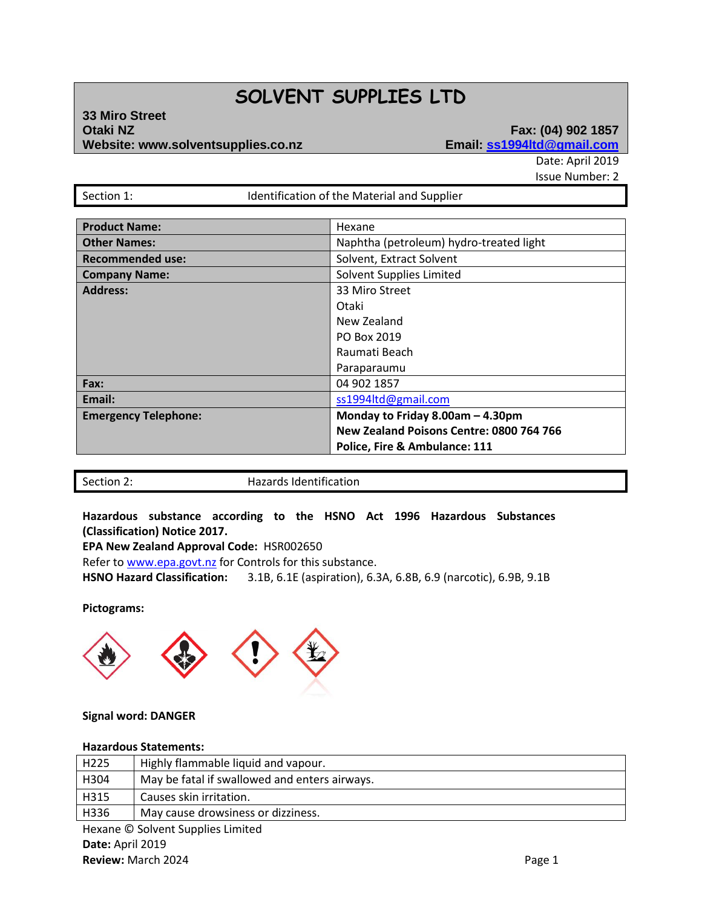# SOLVENT SUPPLIES LTD

**33 Miro Street**
**Otaki NZ**
**Website: www.solventsupplies.co.nz**

**Fax: (04) 902 1857**
**Email: ss1994ltd@gmail.com**

Date: April 2019
Issue Number: 2

## Section 1: Identification of the Material and Supplier

| | |
|---|---|
| **Product Name:** | Hexane |
| **Other Names:** | Naphtha (petroleum) hydro-treated light |
| **Recommended use:** | Solvent, Extract Solvent |
| **Company Name:** | Solvent Supplies Limited |
| **Address:** | 33 Miro Street<br>Otaki<br>New Zealand<br>PO Box 2019<br>Raumati Beach<br>Paraparaumu |
| **Fax:** | 04 902 1857 |
| **Email:** | ss1994ltd@gmail.com |
| **Emergency Telephone:** | **Monday to Friday 8.00am – 4.30pm**<br>**New Zealand Poisons Centre: 0800 764 766**<br>**Police, Fire & Ambulance: 111** |

## Section 2: Hazards Identification

**Hazardous substance according to the HSNO Act 1996 Hazardous Substances (Classification) Notice 2017.**
**EPA New Zealand Approval Code:** HSR002650
Refer to www.epa.govt.nz for Controls for this substance.
**HSNO Hazard Classification:** 3.1B, 6.1E (aspiration), 6.3A, 6.8B, 6.9 (narcotic), 6.9B, 9.1B

**Pictograms:**

**Signal word: DANGER**

**Hazardous Statements:**

| | |
|---|---|
| H225 | Highly flammable liquid and vapour. |
| H304 | May be fatal if swallowed and enters airways. |
| H315 | Causes skin irritation. |
| H336 | May cause drowsiness or dizziness. |

Hexane © Solvent Supplies Limited
**Date:** April 2019
**Review:** March 2024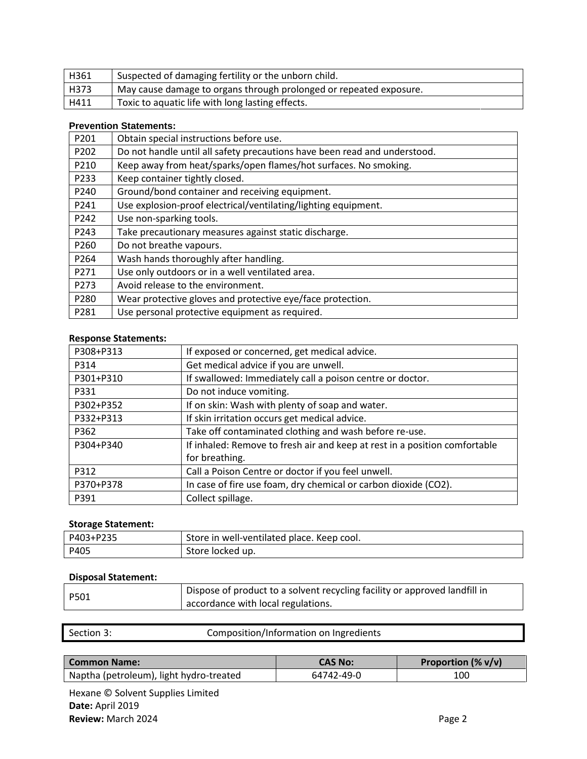| | |
|---|---|
| H361 | Suspected of damaging fertility or the unborn child. |
| H373 | May cause damage to organs through prolonged or repeated exposure. |
| H411 | Toxic to aquatic life with long lasting effects. |

**Prevention Statements:**

| | |
|---|---|
| P201 | Obtain special instructions before use. |
| P202 | Do not handle until all safety precautions have been read and understood. |
| P210 | Keep away from heat/sparks/open flames/hot surfaces. No smoking. |
| P233 | Keep container tightly closed. |
| P240 | Ground/bond container and receiving equipment. |
| P241 | Use explosion-proof electrical/ventilating/lighting equipment. |
| P242 | Use non-sparking tools. |
| P243 | Take precautionary measures against static discharge. |
| P260 | Do not breathe vapours. |
| P264 | Wash hands thoroughly after handling. |
| P271 | Use only outdoors or in a well ventilated area. |
| P273 | Avoid release to the environment. |
| P280 | Wear protective gloves and protective eye/face protection. |
| P281 | Use personal protective equipment as required. |

**Response Statements:**

| | |
|---|---|
| P308+P313 | If exposed or concerned, get medical advice. |
| P314 | Get medical advice if you are unwell. |
| P301+P310 | If swallowed: Immediately call a poison centre or doctor. |
| P331 | Do not induce vomiting. |
| P302+P352 | If on skin: Wash with plenty of soap and water. |
| P332+P313 | If skin irritation occurs get medical advice. |
| P362 | Take off contaminated clothing and wash before re-use. |
| P304+P340 | If inhaled: Remove to fresh air and keep at rest in a position comfortable for breathing. |
| P312 | Call a Poison Centre or doctor if you feel unwell. |
| P370+P378 | In case of fire use foam, dry chemical or carbon dioxide ($CO_2$). |
| P391 | Collect spillage. |

**Storage Statement:**

| | |
|---|---|
| P403+P235 | Store in well-ventilated place. Keep cool. |
| P405 | Store locked up. |

**Disposal Statement:**

| | |
|---|---|
| P501 | Dispose of product to a solvent recycling facility or approved landfill in accordance with local regulations. |

## Section 3: Composition/Information on Ingredients

| Common Name: | CAS No: | Proportion (% v/v) |
|---|---|---|
| Naptha (petroleum), light hydro-treated | 64742-49-0 | 100 |

Hexane © Solvent Supplies Limited
**Date:** April 2019
**Review:** March 2024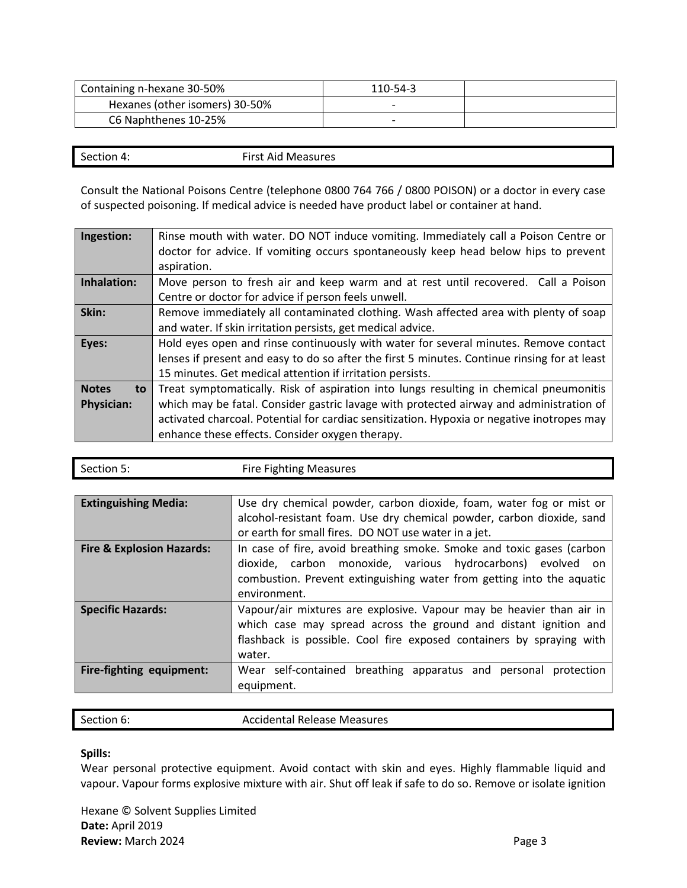| | | |
|---|---|---|
| Containing n-hexane 30-50% | 110-54-3 | |
| Hexanes (other isomers) 30-50% | - | |
| C6 Naphthenes 10-25% | - | |

## Section 4: First Aid Measures

Consult the National Poisons Centre (telephone 0800 764 766 / 0800 POISON) or a doctor in every case of suspected poisoning. If medical advice is needed have product label or container at hand.

| | |
|---|---|
| **Ingestion:** | Rinse mouth with water. DO NOT induce vomiting. Immediately call a Poison Centre or doctor for advice. If vomiting occurs spontaneously keep head below hips to prevent aspiration. |
| **Inhalation:** | Move person to fresh air and keep warm and at rest until recovered. Call a Poison Centre or doctor for advice if person feels unwell. |
| **Skin:** | Remove immediately all contaminated clothing. Wash affected area with plenty of soap and water. If skin irritation persists, get medical advice. |
| **Eyes:** | Hold eyes open and rinse continuously with water for several minutes. Remove contact lenses if present and easy to do so after the first 5 minutes. Continue rinsing for at least 15 minutes. Get medical attention if irritation persists. |
| **Notes to Physician:** | Treat symptomatically. Risk of aspiration into lungs resulting in chemical pneumonitis which may be fatal. Consider gastric lavage with protected airway and administration of activated charcoal. Potential for cardiac sensitization. Hypoxia or negative inotropes may enhance these effects. Consider oxygen therapy. |

## Section 5: Fire Fighting Measures

| | |
|---|---|
| **Extinguishing Media:** | Use dry chemical powder, carbon dioxide, foam, water fog or mist or alcohol-resistant foam. Use dry chemical powder, carbon dioxide, sand or earth for small fires. DO NOT use water in a jet. |
| **Fire & Explosion Hazards:** | In case of fire, avoid breathing smoke. Smoke and toxic gases (carbon dioxide, carbon monoxide, various hydrocarbons) evolved on combustion. Prevent extinguishing water from getting into the aquatic environment. |
| **Specific Hazards:** | Vapour/air mixtures are explosive. Vapour may be heavier than air in which case may spread across the ground and distant ignition and flashback is possible. Cool fire exposed containers by spraying with water. |
| **Fire-fighting equipment:** | Wear self-contained breathing apparatus and personal protection equipment. |

## Section 6: Accidental Release Measures

**Spills:**

Wear personal protective equipment. Avoid contact with skin and eyes. Highly flammable liquid and vapour. Vapour forms explosive mixture with air. Shut off leak if safe to do so. Remove or isolate ignition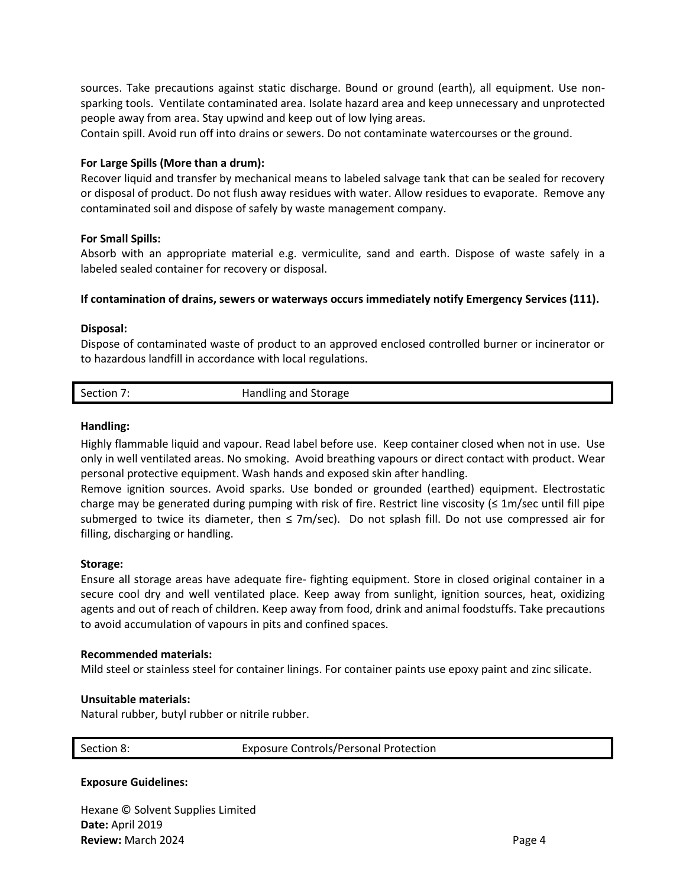sources. Take precautions against static discharge. Bound or ground (earth), all equipment. Use non-sparking tools. Ventilate contaminated area. Isolate hazard area and keep unnecessary and unprotected people away from area. Stay upwind and keep out of low lying areas.
Contain spill. Avoid run off into drains or sewers. Do not contaminate watercourses or the ground.

**For Large Spills (More than a drum):**
Recover liquid and transfer by mechanical means to labeled salvage tank that can be sealed for recovery or disposal of product. Do not flush away residues with water. Allow residues to evaporate. Remove any contaminated soil and dispose of safely by waste management company.

**For Small Spills:**
Absorb with an appropriate material e.g. vermiculite, sand and earth. Dispose of waste safely in a labeled sealed container for recovery or disposal.

**If contamination of drains, sewers or waterways occurs immediately notify Emergency Services (111).**

**Disposal:**
Dispose of contaminated waste of product to an approved enclosed controlled burner or incinerator or to hazardous landfill in accordance with local regulations.

## Section 7: Handling and Storage

**Handling:**
Highly flammable liquid and vapour. Read label before use. Keep container closed when not in use. Use only in well ventilated areas. No smoking. Avoid breathing vapours or direct contact with product. Wear personal protective equipment. Wash hands and exposed skin after handling.
Remove ignition sources. Avoid sparks. Use bonded or grounded (earthed) equipment. Electrostatic charge may be generated during pumping with risk of fire. Restrict line viscosity (≤ 1m/sec until fill pipe submerged to twice its diameter, then ≤ 7m/sec). Do not splash fill. Do not use compressed air for filling, discharging or handling.

**Storage:**
Ensure all storage areas have adequate fire- fighting equipment. Store in closed original container in a secure cool dry and well ventilated place. Keep away from sunlight, ignition sources, heat, oxidizing agents and out of reach of children. Keep away from food, drink and animal foodstuffs. Take precautions to avoid accumulation of vapours in pits and confined spaces.

**Recommended materials:**
Mild steel or stainless steel for container linings. For container paints use epoxy paint and zinc silicate.

**Unsuitable materials:**
Natural rubber, butyl rubber or nitrile rubber.

## Section 8: Exposure Controls/Personal Protection

**Exposure Guidelines:**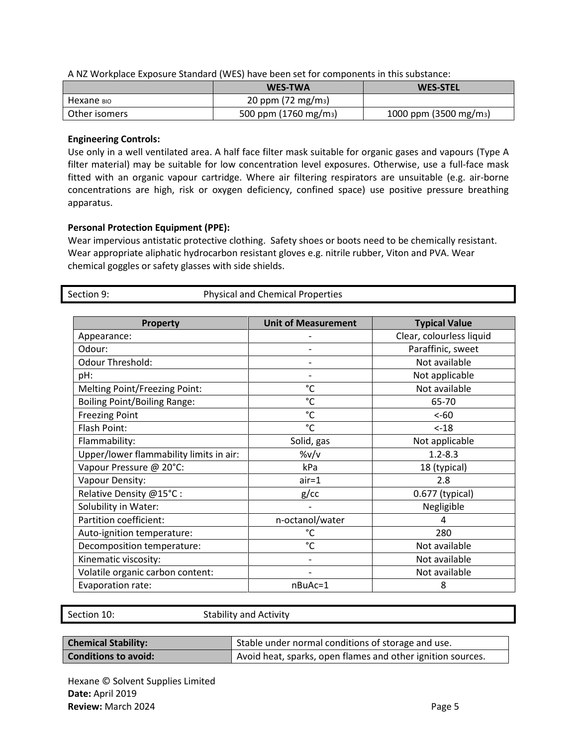A NZ Workplace Exposure Standard (WES) have been set for components in this substance:

| | WES-TWA | WES-STEL |
|---|---|---|
| Hexane BIO | 20 ppm (72 mg/$m^3$) | |
| Other isomers | 500 ppm (1760 mg/$m^3$) | 1000 ppm (3500 mg/$m^3$) |

**Engineering Controls:**
Use only in a well ventilated area. A half face filter mask suitable for organic gases and vapours (Type A filter material) may be suitable for low concentration level exposures. Otherwise, use a full-face mask fitted with an organic vapour cartridge. Where air filtering respirators are unsuitable (e.g. air-borne concentrations are high, risk or oxygen deficiency, confined space) use positive pressure breathing apparatus.

**Personal Protection Equipment (PPE):**
Wear impervious antistatic protective clothing. Safety shoes or boots need to be chemically resistant. Wear appropriate aliphatic hydrocarbon resistant gloves e.g. nitrile rubber, Viton and PVA. Wear chemical goggles or safety glasses with side shields.

## Section 9: Physical and Chemical Properties

| Property | Unit of Measurement | Typical Value |
|---|---|---|
| Appearance: | - | Clear, colourless liquid |
| Odour: | - | Paraffinic, sweet |
| Odour Threshold: | - | Not available |
| pH: | - | Not applicable |
| Melting Point/Freezing Point: | °C | Not available |
| Boiling Point/Boiling Range: | °C | 65-70 |
| Freezing Point | °C | <-60 |
| Flash Point: | °C | <-18 |
| Flammability: | Solid, gas | Not applicable |
| Upper/lower flammability limits in air: | %v/v | 1.2-8.3 |
| Vapour Pressure @ 20°C: | kPa | 18 (typical) |
| Vapour Density: | air=1 | 2.8 |
| Relative Density @15°C : | g/cc | 0.677 (typical) |
| Solubility in Water: | - | Negligible |
| Partition coefficient: | n-octanol/water | 4 |
| Auto-ignition temperature: | °C | 280 |
| Decomposition temperature: | °C | Not available |
| Kinematic viscosity: | - | Not available |
| Volatile organic carbon content: | - | Not available |
| Evaporation rate: | nBuAc=1 | 8 |

## Section 10: Stability and Activity

| | |
|---|---|
| **Chemical Stability:** | Stable under normal conditions of storage and use. |
| **Conditions to avoid:** | Avoid heat, sparks, open flames and other ignition sources. |

Hexane © Solvent Supplies Limited
**Date:** April 2019
**Review:** March 2024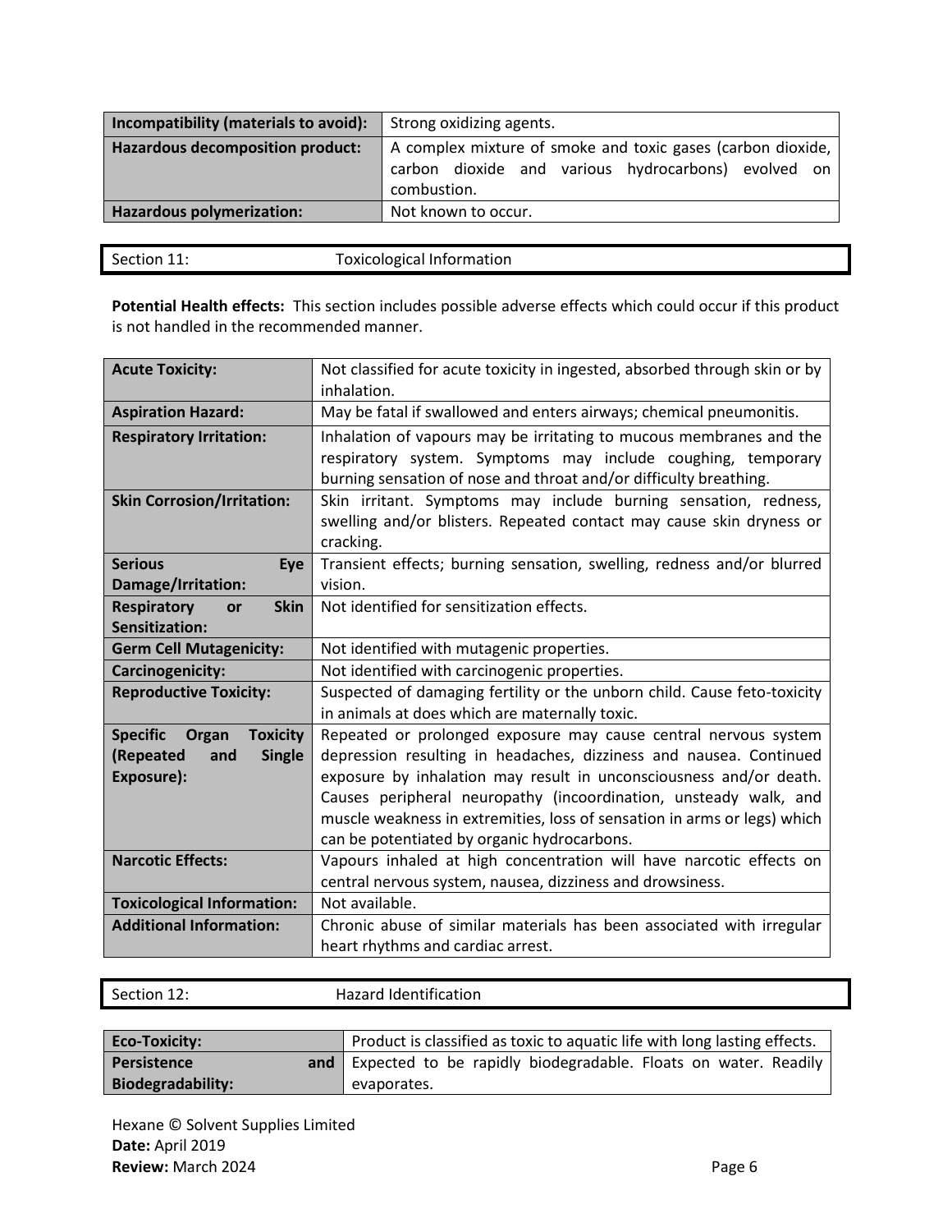| | |
|---|---|
| **Incompatibility (materials to avoid):** | Strong oxidizing agents. |
| **Hazardous decomposition product:** | A complex mixture of smoke and toxic gases (carbon dioxide, carbon dioxide and various hydrocarbons) evolved on combustion. |
| **Hazardous polymerization:** | Not known to occur. |

## Section 11: Toxicological Information

**Potential Health effects:** This section includes possible adverse effects which could occur if this product is not handled in the recommended manner.

| | |
|---|---|
| **Acute Toxicity:** | Not classified for acute toxicity in ingested, absorbed through skin or by inhalation. |
| **Aspiration Hazard:** | May be fatal if swallowed and enters airways; chemical pneumonitis. |
| **Respiratory Irritation:** | Inhalation of vapours may be irritating to mucous membranes and the respiratory system. Symptoms may include coughing, temporary burning sensation of nose and throat and/or difficulty breathing. |
| **Skin Corrosion/Irritation:** | Skin irritant. Symptoms may include burning sensation, redness, swelling and/or blisters. Repeated contact may cause skin dryness or cracking. |
| **Serious Eye Damage/Irritation:** | Transient effects; burning sensation, swelling, redness and/or blurred vision. |
| **Respiratory or Skin Sensitization:** | Not identified for sensitization effects. |
| **Germ Cell Mutagenicity:** | Not identified with mutagenic properties. |
| **Carcinogenicity:** | Not identified with carcinogenic properties. |
| **Reproductive Toxicity:** | Suspected of damaging fertility or the unborn child. Cause feto-toxicity in animals at does which are maternally toxic. |
| **Specific Organ Toxicity (Repeated and Single Exposure):** | Repeated or prolonged exposure may cause central nervous system depression resulting in headaches, dizziness and nausea. Continued exposure by inhalation may result in unconsciousness and/or death. Causes peripheral neuropathy (incoordination, unsteady walk, and muscle weakness in extremities, loss of sensation in arms or legs) which can be potentiated by organic hydrocarbons. |
| **Narcotic Effects:** | Vapours inhaled at high concentration will have narcotic effects on central nervous system, nausea, dizziness and drowsiness. |
| **Toxicological Information:** | Not available. |
| **Additional Information:** | Chronic abuse of similar materials has been associated with irregular heart rhythms and cardiac arrest. |

## Section 12: Hazard Identification

| | |
|---|---|
| **Eco-Toxicity:** | Product is classified as toxic to aquatic life with long lasting effects. |
| **Persistence and Biodegradability:** | Expected to be rapidly biodegradable. Floats on water. Readily evaporates. |

Hexane © Solvent Supplies Limited
**Date:** April 2019
**Review:** March 2024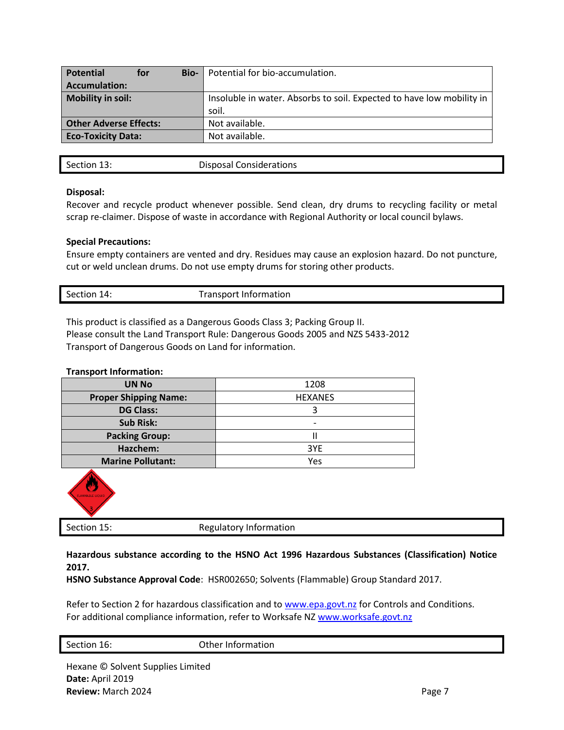| | |
|---|---|
| **Potential for Bio-Accumulation:** | Potential for bio-accumulation. |
| **Mobility in soil:** | Insoluble in water. Absorbs to soil. Expected to have low mobility in soil. |
| **Other Adverse Effects:** | Not available. |
| **Eco-Toxicity Data:** | Not available. |

## Section 13: Disposal Considerations

**Disposal:**
Recover and recycle product whenever possible. Send clean, dry drums to recycling facility or metal scrap re-claimer. Dispose of waste in accordance with Regional Authority or local council bylaws.

**Special Precautions:**
Ensure empty containers are vented and dry. Residues may cause an explosion hazard. Do not puncture, cut or weld unclean drums. Do not use empty drums for storing other products.

## Section 14: Transport Information

This product is classified as a Dangerous Goods Class 3; Packing Group II.
Please consult the Land Transport Rule: Dangerous Goods 2005 and NZS 5433-2012 Transport of Dangerous Goods on Land for information.

**Transport Information:**

| | |
|---|---|
| **UN No** | 1208 |
| **Proper Shipping Name:** | HEXANES |
| **DG Class:** | 3 |
| **Sub Risk:** | - |
| **Packing Group:** | II |
| **Hazchem:** | 3YE |
| **Marine Pollutant:** | Yes |

## Section 15: Regulatory Information

**Hazardous substance according to the HSNO Act 1996 Hazardous Substances (Classification) Notice 2017.**
**HSNO Substance Approval Code**: HSR002650; Solvents (Flammable) Group Standard 2017.

Refer to Section 2 for hazardous classification and to www.epa.govt.nz for Controls and Conditions.
For additional compliance information, refer to Worksafe NZ www.worksafe.govt.nz

## Section 16: Other Information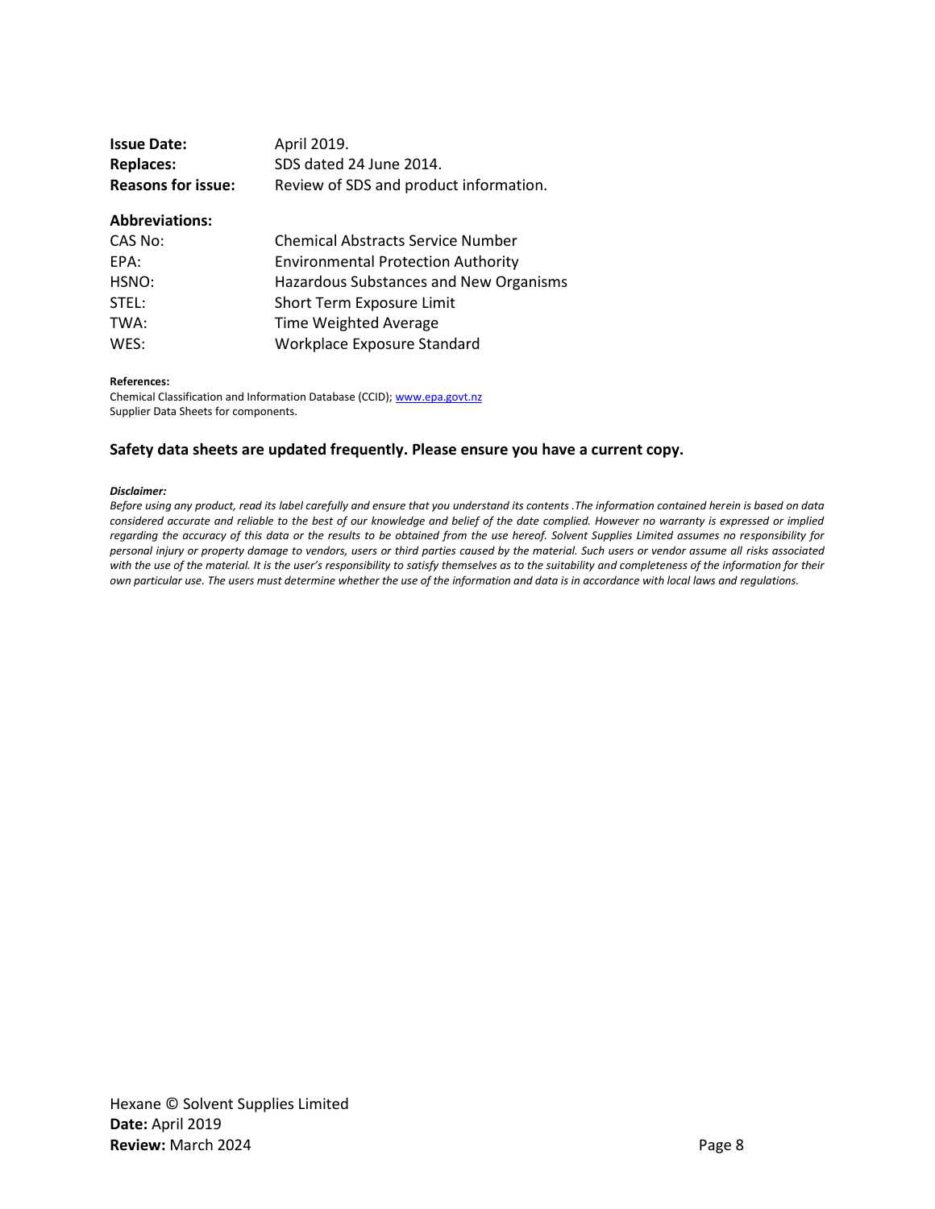**Issue Date:** April 2019.
**Replaces:** SDS dated 24 June 2014.
**Reasons for issue:** Review of SDS and product information.

**Abbreviations:**

| | |
|---|---|
| CAS No: | Chemical Abstracts Service Number |
| EPA: | Environmental Protection Authority |
| HSNO: | Hazardous Substances and New Organisms |
| STEL: | Short Term Exposure Limit |
| TWA: | Time Weighted Average |
| WES: | Workplace Exposure Standard |

**References:**
Chemical Classification and Information Database (CCID); www.epa.govt.nz
Supplier Data Sheets for components.

**Safety data sheets are updated frequently. Please ensure you have a current copy.**

***Disclaimer:***
*Before using any product, read its label carefully and ensure that you understand its contents .The information contained herein is based on data considered accurate and reliable to the best of our knowledge and belief of the date complied. However no warranty is expressed or implied regarding the accuracy of this data or the results to be obtained from the use hereof. Solvent Supplies Limited assumes no responsibility for personal injury or property damage to vendors, users or third parties caused by the material. Such users or vendor assume all risks associated with the use of the material. It is the user's responsibility to satisfy themselves as to the suitability and completeness of the information for their own particular use. The users must determine whether the use of the information and data is in accordance with local laws and regulations.*